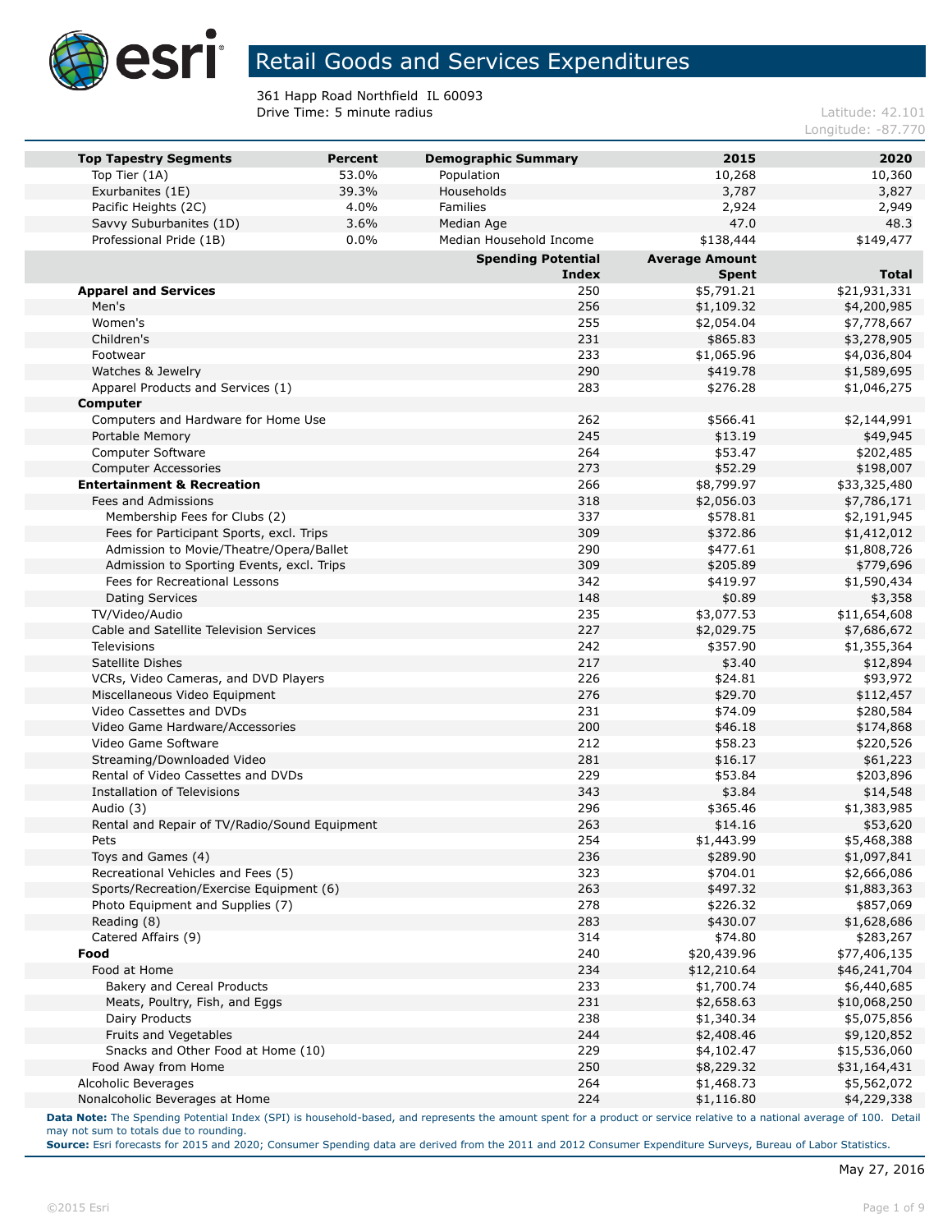# Retail Goods and Services Expenditures

361 Happ Road Northfield IL 60093
Drive Time: 5 minute radius

Latitude: 42.101
Longitude: -87.770

| Top Tapestry Segments | Percent | Demographic Summary | 2015 | 2020 |
|---|---|---|---|---|
| Top Tier (1A) | 53.0% | Population | 10,268 | 10,360 |
| Exurbanites (1E) | 39.3% | Households | 3,787 | 3,827 |
| Pacific Heights (2C) | 4.0% | Families | 2,924 | 2,949 |
| Savvy Suburbanites (1D) | 3.6% | Median Age | 47.0 | 48.3 |
| Professional Pride (1B) | 0.0% | Median Household Income | $138,444 | $149,477 |

| | Spending Potential Index | Average Amount Spent | Total |
|---|---|---|---|
| **Apparel and Services** | 250 | $5,791.21 | $21,931,331 |
| Men's | 256 | $1,109.32 | $4,200,985 |
| Women's | 255 | $2,054.04 | $7,778,667 |
| Children's | 231 | $865.83 | $3,278,905 |
| Footwear | 233 | $1,065.96 | $4,036,804 |
| Watches & Jewelry | 290 | $419.78 | $1,589,695 |
| Apparel Products and Services (1) | 283 | $276.28 | $1,046,275 |
| **Computer** | | | |
| Computers and Hardware for Home Use | 262 | $566.41 | $2,144,991 |
| Portable Memory | 245 | $13.19 | $49,945 |
| Computer Software | 264 | $53.47 | $202,485 |
| Computer Accessories | 273 | $52.29 | $198,007 |
| **Entertainment & Recreation** | 266 | $8,799.97 | $33,325,480 |
| Fees and Admissions | 318 | $2,056.03 | $7,786,171 |
| Membership Fees for Clubs (2) | 337 | $578.81 | $2,191,945 |
| Fees for Participant Sports, excl. Trips | 309 | $372.86 | $1,412,012 |
| Admission to Movie/Theatre/Opera/Ballet | 290 | $477.61 | $1,808,726 |
| Admission to Sporting Events, excl. Trips | 309 | $205.89 | $779,696 |
| Fees for Recreational Lessons | 342 | $419.97 | $1,590,434 |
| Dating Services | 148 | $0.89 | $3,358 |
| TV/Video/Audio | 235 | $3,077.53 | $11,654,608 |
| Cable and Satellite Television Services | 227 | $2,029.75 | $7,686,672 |
| Televisions | 242 | $357.90 | $1,355,364 |
| Satellite Dishes | 217 | $3.40 | $12,894 |
| VCRs, Video Cameras, and DVD Players | 226 | $24.81 | $93,972 |
| Miscellaneous Video Equipment | 276 | $29.70 | $112,457 |
| Video Cassettes and DVDs | 231 | $74.09 | $280,584 |
| Video Game Hardware/Accessories | 200 | $46.18 | $174,868 |
| Video Game Software | 212 | $58.23 | $220,526 |
| Streaming/Downloaded Video | 281 | $16.17 | $61,223 |
| Rental of Video Cassettes and DVDs | 229 | $53.84 | $203,896 |
| Installation of Televisions | 343 | $3.84 | $14,548 |
| Audio (3) | 296 | $365.46 | $1,383,985 |
| Rental and Repair of TV/Radio/Sound Equipment | 263 | $14.16 | $53,620 |
| Pets | 254 | $1,443.99 | $5,468,388 |
| Toys and Games (4) | 236 | $289.90 | $1,097,841 |
| Recreational Vehicles and Fees (5) | 323 | $704.01 | $2,666,086 |
| Sports/Recreation/Exercise Equipment (6) | 263 | $497.32 | $1,883,363 |
| Photo Equipment and Supplies (7) | 278 | $226.32 | $857,069 |
| Reading (8) | 283 | $430.07 | $1,628,686 |
| Catered Affairs (9) | 314 | $74.80 | $283,267 |
| **Food** | 240 | $20,439.96 | $77,406,135 |
| Food at Home | 234 | $12,210.64 | $46,241,704 |
| Bakery and Cereal Products | 233 | $1,700.74 | $6,440,685 |
| Meats, Poultry, Fish, and Eggs | 231 | $2,658.63 | $10,068,250 |
| Dairy Products | 238 | $1,340.34 | $5,075,856 |
| Fruits and Vegetables | 244 | $2,408.46 | $9,120,852 |
| Snacks and Other Food at Home (10) | 229 | $4,102.47 | $15,536,060 |
| Food Away from Home | 250 | $8,229.32 | $31,164,431 |
| Alcoholic Beverages | 264 | $1,468.73 | $5,562,072 |
| Nonalcoholic Beverages at Home | 224 | $1,116.80 | $4,229,338 |

**Data Note:** The Spending Potential Index (SPI) is household-based, and represents the amount spent for a product or service relative to a national average of 100. Detail may not sum to totals due to rounding.
**Source:** Esri forecasts for 2015 and 2020; Consumer Spending data are derived from the 2011 and 2012 Consumer Expenditure Surveys, Bureau of Labor Statistics.

May 27, 2016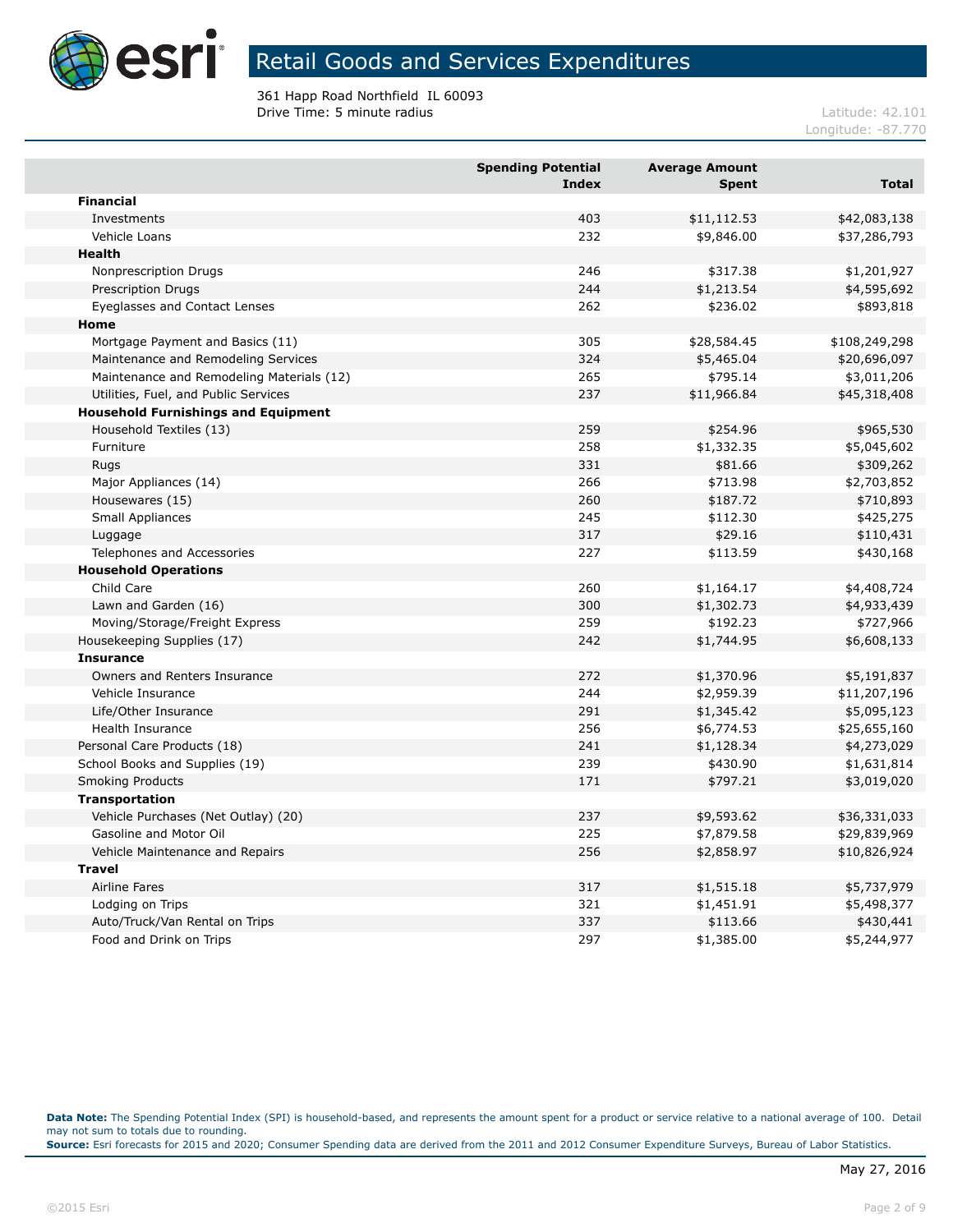# Retail Goods and Services Expenditures

361 Happ Road Northfield IL 60093
Drive Time: 5 minute radius

Latitude: 42.101
Longitude: -87.770

| | Spending Potential Index | Average Amount Spent | Total |
|---|---|---|---|
| **Financial** | | | |
| Investments | 403 | $11,112.53 | $42,083,138 |
| Vehicle Loans | 232 | $9,846.00 | $37,286,793 |
| **Health** | | | |
| Nonprescription Drugs | 246 | $317.38 | $1,201,927 |
| Prescription Drugs | 244 | $1,213.54 | $4,595,692 |
| Eyeglasses and Contact Lenses | 262 | $236.02 | $893,818 |
| **Home** | | | |
| Mortgage Payment and Basics (11) | 305 | $28,584.45 | $108,249,298 |
| Maintenance and Remodeling Services | 324 | $5,465.04 | $20,696,097 |
| Maintenance and Remodeling Materials (12) | 265 | $795.14 | $3,011,206 |
| Utilities, Fuel, and Public Services | 237 | $11,966.84 | $45,318,408 |
| **Household Furnishings and Equipment** | | | |
| Household Textiles (13) | 259 | $254.96 | $965,530 |
| Furniture | 258 | $1,332.35 | $5,045,602 |
| Rugs | 331 | $81.66 | $309,262 |
| Major Appliances (14) | 266 | $713.98 | $2,703,852 |
| Housewares (15) | 260 | $187.72 | $710,893 |
| Small Appliances | 245 | $112.30 | $425,275 |
| Luggage | 317 | $29.16 | $110,431 |
| Telephones and Accessories | 227 | $113.59 | $430,168 |
| **Household Operations** | | | |
| Child Care | 260 | $1,164.17 | $4,408,724 |
| Lawn and Garden (16) | 300 | $1,302.73 | $4,933,439 |
| Moving/Storage/Freight Express | 259 | $192.23 | $727,966 |
| Housekeeping Supplies (17) | 242 | $1,744.95 | $6,608,133 |
| **Insurance** | | | |
| Owners and Renters Insurance | 272 | $1,370.96 | $5,191,837 |
| Vehicle Insurance | 244 | $2,959.39 | $11,207,196 |
| Life/Other Insurance | 291 | $1,345.42 | $5,095,123 |
| Health Insurance | 256 | $6,774.53 | $25,655,160 |
| Personal Care Products (18) | 241 | $1,128.34 | $4,273,029 |
| School Books and Supplies (19) | 239 | $430.90 | $1,631,814 |
| Smoking Products | 171 | $797.21 | $3,019,020 |
| **Transportation** | | | |
| Vehicle Purchases (Net Outlay) (20) | 237 | $9,593.62 | $36,331,033 |
| Gasoline and Motor Oil | 225 | $7,879.58 | $29,839,969 |
| Vehicle Maintenance and Repairs | 256 | $2,858.97 | $10,826,924 |
| **Travel** | | | |
| Airline Fares | 317 | $1,515.18 | $5,737,979 |
| Lodging on Trips | 321 | $1,451.91 | $5,498,377 |
| Auto/Truck/Van Rental on Trips | 337 | $113.66 | $430,441 |
| Food and Drink on Trips | 297 | $1,385.00 | $5,244,977 |

**Data Note:** The Spending Potential Index (SPI) is household-based, and represents the amount spent for a product or service relative to a national average of 100. Detail may not sum to totals due to rounding.
**Source:** Esri forecasts for 2015 and 2020; Consumer Spending data are derived from the 2011 and 2012 Consumer Expenditure Surveys, Bureau of Labor Statistics.

May 27, 2016

©2015 Esri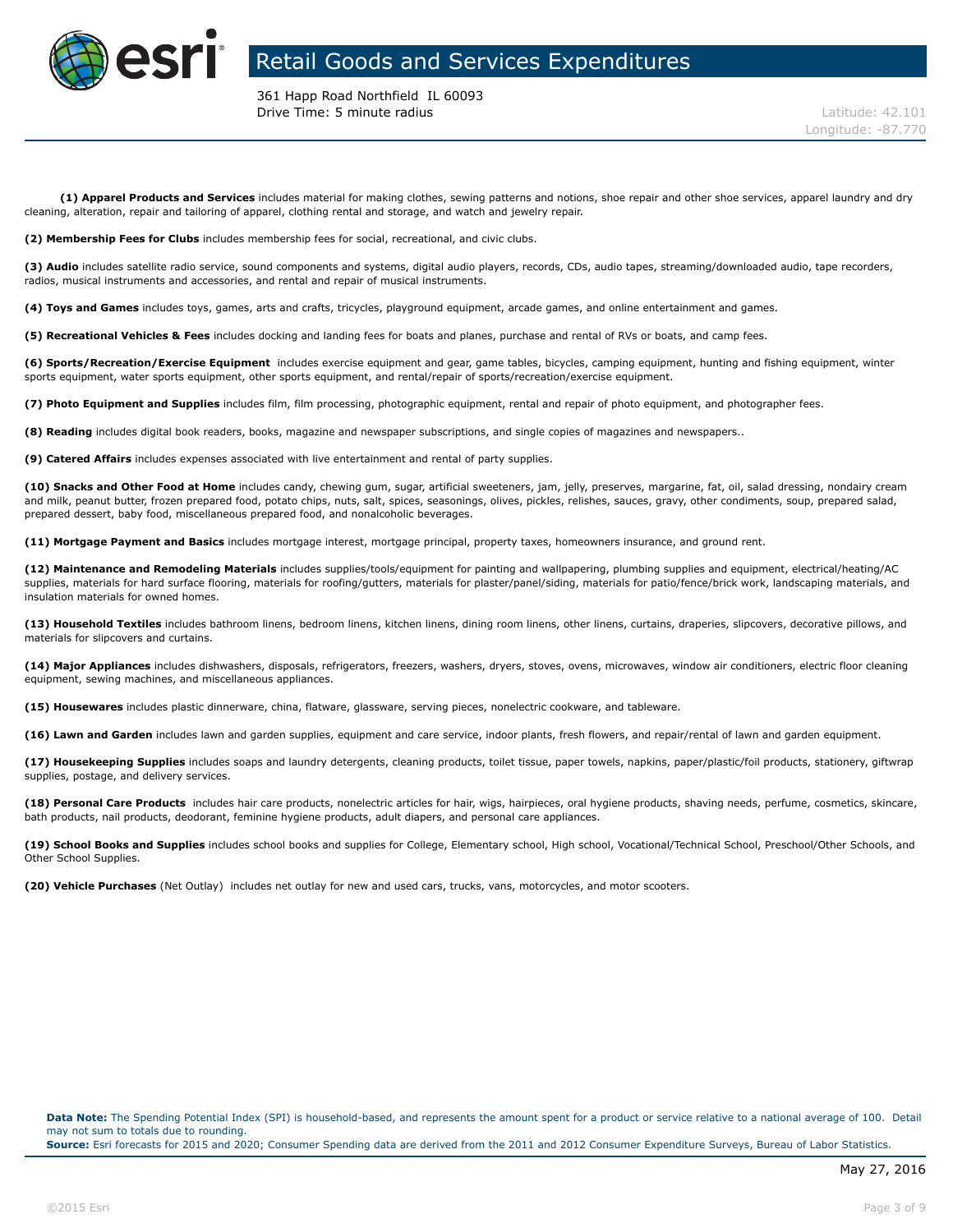# Retail Goods and Services Expenditures

361 Happ Road Northfield IL 60093
Drive Time: 5 minute radius

Latitude: 42.101
Longitude: -87.770

**(1) Apparel Products and Services** includes material for making clothes, sewing patterns and notions, shoe repair and other shoe services, apparel laundry and dry cleaning, alteration, repair and tailoring of apparel, clothing rental and storage, and watch and jewelry repair.

**(2) Membership Fees for Clubs** includes membership fees for social, recreational, and civic clubs.

**(3) Audio** includes satellite radio service, sound components and systems, digital audio players, records, CDs, audio tapes, streaming/downloaded audio, tape recorders, radios, musical instruments and accessories, and rental and repair of musical instruments.

**(4) Toys and Games** includes toys, games, arts and crafts, tricycles, playground equipment, arcade games, and online entertainment and games.

**(5) Recreational Vehicles & Fees** includes docking and landing fees for boats and planes, purchase and rental of RVs or boats, and camp fees.

**(6) Sports/Recreation/Exercise Equipment** includes exercise equipment and gear, game tables, bicycles, camping equipment, hunting and fishing equipment, winter sports equipment, water sports equipment, other sports equipment, and rental/repair of sports/recreation/exercise equipment.

**(7) Photo Equipment and Supplies** includes film, film processing, photographic equipment, rental and repair of photo equipment, and photographer fees.

**(8) Reading** includes digital book readers, books, magazine and newspaper subscriptions, and single copies of magazines and newspapers..

**(9) Catered Affairs** includes expenses associated with live entertainment and rental of party supplies.

**(10) Snacks and Other Food at Home** includes candy, chewing gum, sugar, artificial sweeteners, jam, jelly, preserves, margarine, fat, oil, salad dressing, nondairy cream and milk, peanut butter, frozen prepared food, potato chips, nuts, salt, spices, seasonings, olives, pickles, relishes, sauces, gravy, other condiments, soup, prepared salad, prepared dessert, baby food, miscellaneous prepared food, and nonalcoholic beverages.

**(11) Mortgage Payment and Basics** includes mortgage interest, mortgage principal, property taxes, homeowners insurance, and ground rent.

**(12) Maintenance and Remodeling Materials** includes supplies/tools/equipment for painting and wallpapering, plumbing supplies and equipment, electrical/heating/AC supplies, materials for hard surface flooring, materials for roofing/gutters, materials for plaster/panel/siding, materials for patio/fence/brick work, landscaping materials, and insulation materials for owned homes.

**(13) Household Textiles** includes bathroom linens, bedroom linens, kitchen linens, dining room linens, other linens, curtains, draperies, slipcovers, decorative pillows, and materials for slipcovers and curtains.

**(14) Major Appliances** includes dishwashers, disposals, refrigerators, freezers, washers, dryers, stoves, ovens, microwaves, window air conditioners, electric floor cleaning equipment, sewing machines, and miscellaneous appliances.

**(15) Housewares** includes plastic dinnerware, china, flatware, glassware, serving pieces, nonelectric cookware, and tableware.

**(16) Lawn and Garden** includes lawn and garden supplies, equipment and care service, indoor plants, fresh flowers, and repair/rental of lawn and garden equipment.

**(17) Housekeeping Supplies** includes soaps and laundry detergents, cleaning products, toilet tissue, paper towels, napkins, paper/plastic/foil products, stationery, giftwrap supplies, postage, and delivery services.

**(18) Personal Care Products** includes hair care products, nonelectric articles for hair, wigs, hairpieces, oral hygiene products, shaving needs, perfume, cosmetics, skincare, bath products, nail products, deodorant, feminine hygiene products, adult diapers, and personal care appliances.

**(19) School Books and Supplies** includes school books and supplies for College, Elementary school, High school, Vocational/Technical School, Preschool/Other Schools, and Other School Supplies.

**(20) Vehicle Purchases** (Net Outlay) includes net outlay for new and used cars, trucks, vans, motorcycles, and motor scooters.

**Data Note:** The Spending Potential Index (SPI) is household-based, and represents the amount spent for a product or service relative to a national average of 100. Detail may not sum to totals due to rounding.
**Source:** Esri forecasts for 2015 and 2020; Consumer Spending data are derived from the 2011 and 2012 Consumer Expenditure Surveys, Bureau of Labor Statistics.

May 27, 2016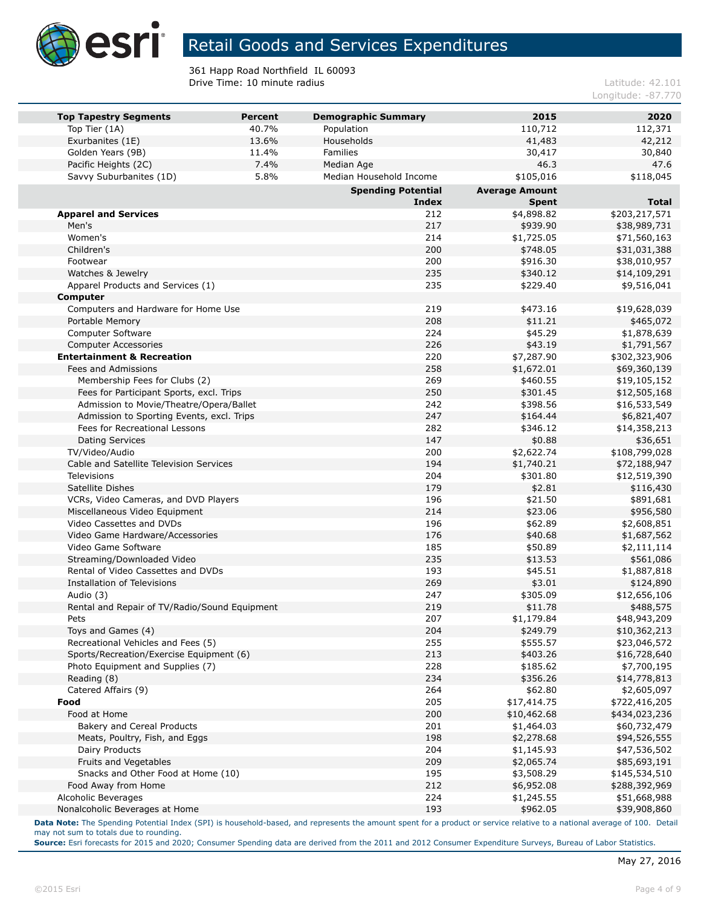# Retail Goods and Services Expenditures

361 Happ Road Northfield IL 60093
Drive Time: 10 minute radius

Latitude: 42.101
Longitude: -87.770

| Top Tapestry Segments | Percent | Demographic Summary | 2015 | 2020 |
|---|---|---|---|---|
| Top Tier (1A) | 40.7% | Population | 110,712 | 112,371 |
| Exurbanites (1E) | 13.6% | Households | 41,483 | 42,212 |
| Golden Years (9B) | 11.4% | Families | 30,417 | 30,840 |
| Pacific Heights (2C) | 7.4% | Median Age | 46.3 | 47.6 |
| Savvy Suburbanites (1D) | 5.8% | Median Household Income | $105,016 | $118,045 |

| | Spending Potential Index | Average Amount Spent | Total |
|---|---|---|---|
| **Apparel and Services** | 212 | $4,898.82 | $203,217,571 |
| Men's | 217 | $939.90 | $38,989,731 |
| Women's | 214 | $1,725.05 | $71,560,163 |
| Children's | 200 | $748.05 | $31,031,388 |
| Footwear | 200 | $916.30 | $38,010,957 |
| Watches & Jewelry | 235 | $340.12 | $14,109,291 |
| Apparel Products and Services (1) | 235 | $229.40 | $9,516,041 |
| **Computer** | | | |
| Computers and Hardware for Home Use | 219 | $473.16 | $19,628,039 |
| Portable Memory | 208 | $11.21 | $465,072 |
| Computer Software | 224 | $45.29 | $1,878,639 |
| Computer Accessories | 226 | $43.19 | $1,791,567 |
| **Entertainment & Recreation** | 220 | $7,287.90 | $302,323,906 |
| Fees and Admissions | 258 | $1,672.01 | $69,360,139 |
| Membership Fees for Clubs (2) | 269 | $460.55 | $19,105,152 |
| Fees for Participant Sports, excl. Trips | 250 | $301.45 | $12,505,168 |
| Admission to Movie/Theatre/Opera/Ballet | 242 | $398.56 | $16,533,549 |
| Admission to Sporting Events, excl. Trips | 247 | $164.44 | $6,821,407 |
| Fees for Recreational Lessons | 282 | $346.12 | $14,358,213 |
| Dating Services | 147 | $0.88 | $36,651 |
| TV/Video/Audio | 200 | $2,622.74 | $108,799,028 |
| Cable and Satellite Television Services | 194 | $1,740.21 | $72,188,947 |
| Televisions | 204 | $301.80 | $12,519,390 |
| Satellite Dishes | 179 | $2.81 | $116,430 |
| VCRs, Video Cameras, and DVD Players | 196 | $21.50 | $891,681 |
| Miscellaneous Video Equipment | 214 | $23.06 | $956,580 |
| Video Cassettes and DVDs | 196 | $62.89 | $2,608,851 |
| Video Game Hardware/Accessories | 176 | $40.68 | $1,687,562 |
| Video Game Software | 185 | $50.89 | $2,111,114 |
| Streaming/Downloaded Video | 235 | $13.53 | $561,086 |
| Rental of Video Cassettes and DVDs | 193 | $45.51 | $1,887,818 |
| Installation of Televisions | 269 | $3.01 | $124,890 |
| Audio (3) | 247 | $305.09 | $12,656,106 |
| Rental and Repair of TV/Radio/Sound Equipment | 219 | $11.78 | $488,575 |
| Pets | 207 | $1,179.84 | $48,943,209 |
| Toys and Games (4) | 204 | $249.79 | $10,362,213 |
| Recreational Vehicles and Fees (5) | 255 | $555.57 | $23,046,572 |
| Sports/Recreation/Exercise Equipment (6) | 213 | $403.26 | $16,728,640 |
| Photo Equipment and Supplies (7) | 228 | $185.62 | $7,700,195 |
| Reading (8) | 234 | $356.26 | $14,778,813 |
| Catered Affairs (9) | 264 | $62.80 | $2,605,097 |
| **Food** | 205 | $17,414.75 | $722,416,205 |
| Food at Home | 200 | $10,462.68 | $434,023,236 |
| Bakery and Cereal Products | 201 | $1,464.03 | $60,732,479 |
| Meats, Poultry, Fish, and Eggs | 198 | $2,278.68 | $94,526,555 |
| Dairy Products | 204 | $1,145.93 | $47,536,502 |
| Fruits and Vegetables | 209 | $2,065.74 | $85,693,191 |
| Snacks and Other Food at Home (10) | 195 | $3,508.29 | $145,534,510 |
| Food Away from Home | 212 | $6,952.08 | $288,392,969 |
| Alcoholic Beverages | 224 | $1,245.55 | $51,668,988 |
| Nonalcoholic Beverages at Home | 193 | $962.05 | $39,908,860 |

**Data Note:** The Spending Potential Index (SPI) is household-based, and represents the amount spent for a product or service relative to a national average of 100. Detail may not sum to totals due to rounding.
**Source:** Esri forecasts for 2015 and 2020; Consumer Spending data are derived from the 2011 and 2012 Consumer Expenditure Surveys, Bureau of Labor Statistics.

May 27, 2016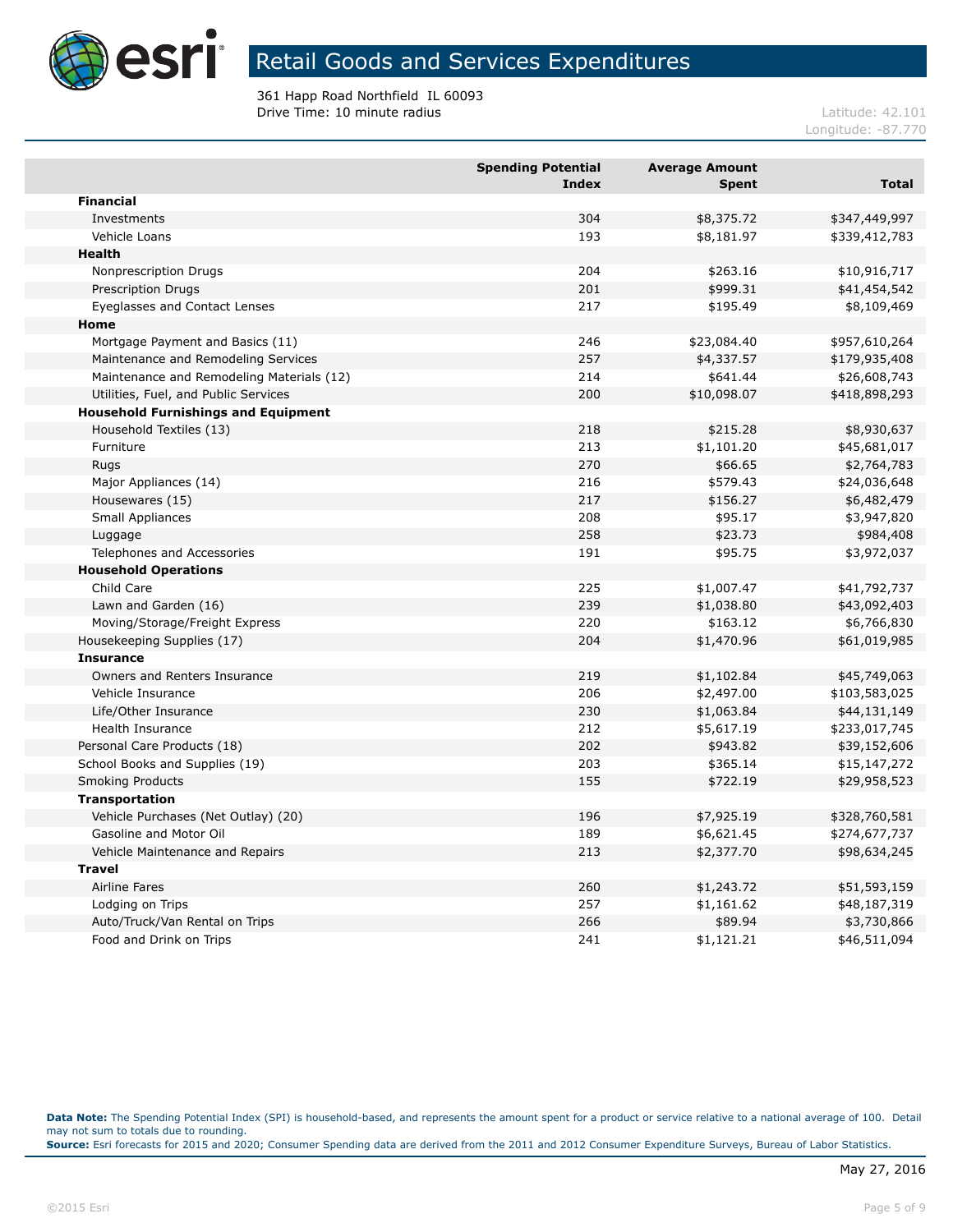# Retail Goods and Services Expenditures

361 Happ Road Northfield IL 60093
Drive Time: 10 minute radius

Latitude: 42.101
Longitude: -87.770

| | Spending Potential Index | Average Amount Spent | Total |
|---|---|---|---|
| **Financial** | | | |
| Investments | 304 | $8,375.72 | $347,449,997 |
| Vehicle Loans | 193 | $8,181.97 | $339,412,783 |
| **Health** | | | |
| Nonprescription Drugs | 204 | $263.16 | $10,916,717 |
| Prescription Drugs | 201 | $999.31 | $41,454,542 |
| Eyeglasses and Contact Lenses | 217 | $195.49 | $8,109,469 |
| **Home** | | | |
| Mortgage Payment and Basics (11) | 246 | $23,084.40 | $957,610,264 |
| Maintenance and Remodeling Services | 257 | $4,337.57 | $179,935,408 |
| Maintenance and Remodeling Materials (12) | 214 | $641.44 | $26,608,743 |
| Utilities, Fuel, and Public Services | 200 | $10,098.07 | $418,898,293 |
| **Household Furnishings and Equipment** | | | |
| Household Textiles (13) | 218 | $215.28 | $8,930,637 |
| Furniture | 213 | $1,101.20 | $45,681,017 |
| Rugs | 270 | $66.65 | $2,764,783 |
| Major Appliances (14) | 216 | $579.43 | $24,036,648 |
| Housewares (15) | 217 | $156.27 | $6,482,479 |
| Small Appliances | 208 | $95.17 | $3,947,820 |
| Luggage | 258 | $23.73 | $984,408 |
| Telephones and Accessories | 191 | $95.75 | $3,972,037 |
| **Household Operations** | | | |
| Child Care | 225 | $1,007.47 | $41,792,737 |
| Lawn and Garden (16) | 239 | $1,038.80 | $43,092,403 |
| Moving/Storage/Freight Express | 220 | $163.12 | $6,766,830 |
| Housekeeping Supplies (17) | 204 | $1,470.96 | $61,019,985 |
| **Insurance** | | | |
| Owners and Renters Insurance | 219 | $1,102.84 | $45,749,063 |
| Vehicle Insurance | 206 | $2,497.00 | $103,583,025 |
| Life/Other Insurance | 230 | $1,063.84 | $44,131,149 |
| Health Insurance | 212 | $5,617.19 | $233,017,745 |
| Personal Care Products (18) | 202 | $943.82 | $39,152,606 |
| School Books and Supplies (19) | 203 | $365.14 | $15,147,272 |
| Smoking Products | 155 | $722.19 | $29,958,523 |
| **Transportation** | | | |
| Vehicle Purchases (Net Outlay) (20) | 196 | $7,925.19 | $328,760,581 |
| Gasoline and Motor Oil | 189 | $6,621.45 | $274,677,737 |
| Vehicle Maintenance and Repairs | 213 | $2,377.70 | $98,634,245 |
| **Travel** | | | |
| Airline Fares | 260 | $1,243.72 | $51,593,159 |
| Lodging on Trips | 257 | $1,161.62 | $48,187,319 |
| Auto/Truck/Van Rental on Trips | 266 | $89.94 | $3,730,866 |
| Food and Drink on Trips | 241 | $1,121.21 | $46,511,094 |

**Data Note:** The Spending Potential Index (SPI) is household-based, and represents the amount spent for a product or service relative to a national average of 100. Detail may not sum to totals due to rounding.
**Source:** Esri forecasts for 2015 and 2020; Consumer Spending data are derived from the 2011 and 2012 Consumer Expenditure Surveys, Bureau of Labor Statistics.

May 27, 2016

©2015 Esri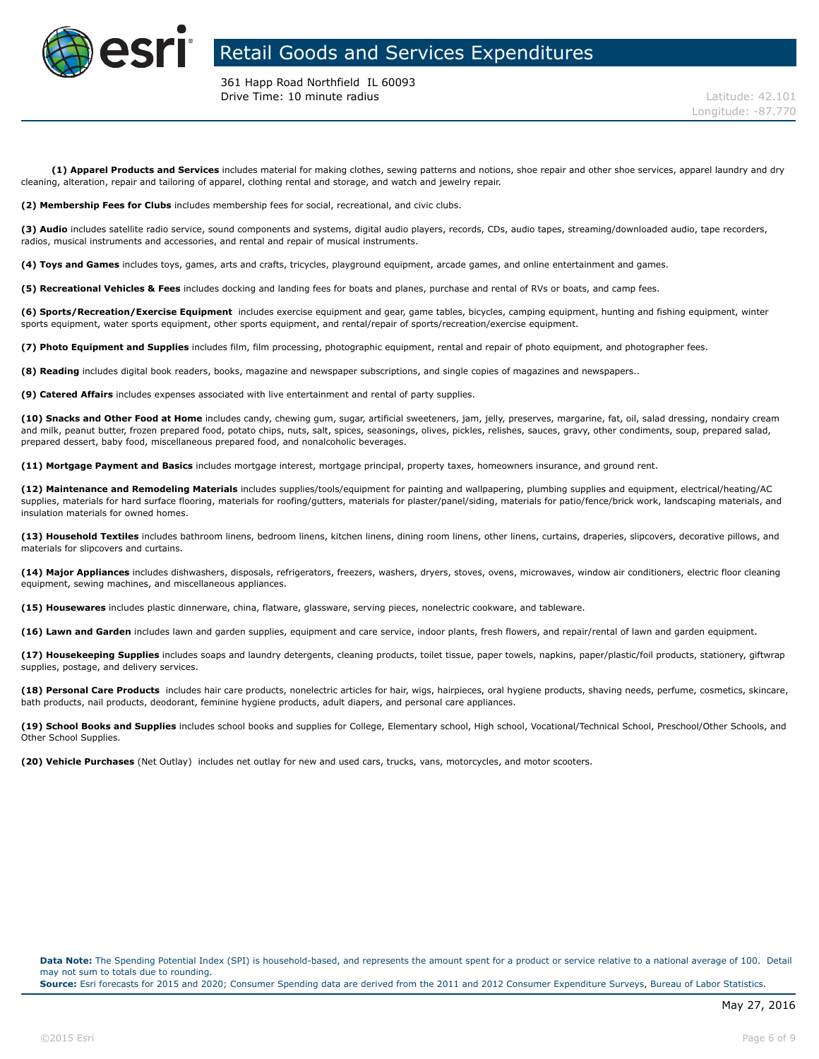# Retail Goods and Services Expenditures

361 Happ Road Northfield IL 60093
Drive Time: 10 minute radius

Latitude: 42.101
Longitude: -87.770

**(1) Apparel Products and Services** includes material for making clothes, sewing patterns and notions, shoe repair and other shoe services, apparel laundry and dry cleaning, alteration, repair and tailoring of apparel, clothing rental and storage, and watch and jewelry repair.

**(2) Membership Fees for Clubs** includes membership fees for social, recreational, and civic clubs.

**(3) Audio** includes satellite radio service, sound components and systems, digital audio players, records, CDs, audio tapes, streaming/downloaded audio, tape recorders, radios, musical instruments and accessories, and rental and repair of musical instruments.

**(4) Toys and Games** includes toys, games, arts and crafts, tricycles, playground equipment, arcade games, and online entertainment and games.

**(5) Recreational Vehicles & Fees** includes docking and landing fees for boats and planes, purchase and rental of RVs or boats, and camp fees.

**(6) Sports/Recreation/Exercise Equipment** includes exercise equipment and gear, game tables, bicycles, camping equipment, hunting and fishing equipment, winter sports equipment, water sports equipment, other sports equipment, and rental/repair of sports/recreation/exercise equipment.

**(7) Photo Equipment and Supplies** includes film, film processing, photographic equipment, rental and repair of photo equipment, and photographer fees.

**(8) Reading** includes digital book readers, books, magazine and newspaper subscriptions, and single copies of magazines and newspapers..

**(9) Catered Affairs** includes expenses associated with live entertainment and rental of party supplies.

**(10) Snacks and Other Food at Home** includes candy, chewing gum, sugar, artificial sweeteners, jam, jelly, preserves, margarine, fat, oil, salad dressing, nondairy cream and milk, peanut butter, frozen prepared food, potato chips, nuts, salt, spices, seasonings, olives, pickles, relishes, sauces, gravy, other condiments, soup, prepared salad, prepared dessert, baby food, miscellaneous prepared food, and nonalcoholic beverages.

**(11) Mortgage Payment and Basics** includes mortgage interest, mortgage principal, property taxes, homeowners insurance, and ground rent.

**(12) Maintenance and Remodeling Materials** includes supplies/tools/equipment for painting and wallpapering, plumbing supplies and equipment, electrical/heating/AC supplies, materials for hard surface flooring, materials for roofing/gutters, materials for plaster/panel/siding, materials for patio/fence/brick work, landscaping materials, and insulation materials for owned homes.

**(13) Household Textiles** includes bathroom linens, bedroom linens, kitchen linens, dining room linens, other linens, curtains, draperies, slipcovers, decorative pillows, and materials for slipcovers and curtains.

**(14) Major Appliances** includes dishwashers, disposals, refrigerators, freezers, washers, dryers, stoves, ovens, microwaves, window air conditioners, electric floor cleaning equipment, sewing machines, and miscellaneous appliances.

**(15) Housewares** includes plastic dinnerware, china, flatware, glassware, serving pieces, nonelectric cookware, and tableware.

**(16) Lawn and Garden** includes lawn and garden supplies, equipment and care service, indoor plants, fresh flowers, and repair/rental of lawn and garden equipment.

**(17) Housekeeping Supplies** includes soaps and laundry detergents, cleaning products, toilet tissue, paper towels, napkins, paper/plastic/foil products, stationery, giftwrap supplies, postage, and delivery services.

**(18) Personal Care Products** includes hair care products, nonelectric articles for hair, wigs, hairpieces, oral hygiene products, shaving needs, perfume, cosmetics, skincare, bath products, nail products, deodorant, feminine hygiene products, adult diapers, and personal care appliances.

**(19) School Books and Supplies** includes school books and supplies for College, Elementary school, High school, Vocational/Technical School, Preschool/Other Schools, and Other School Supplies.

**(20) Vehicle Purchases** (Net Outlay) includes net outlay for new and used cars, trucks, vans, motorcycles, and motor scooters.

**Data Note:** The Spending Potential Index (SPI) is household-based, and represents the amount spent for a product or service relative to a national average of 100. Detail may not sum to totals due to rounding.
**Source:** Esri forecasts for 2015 and 2020; Consumer Spending data are derived from the 2011 and 2012 Consumer Expenditure Surveys, Bureau of Labor Statistics.

May 27, 2016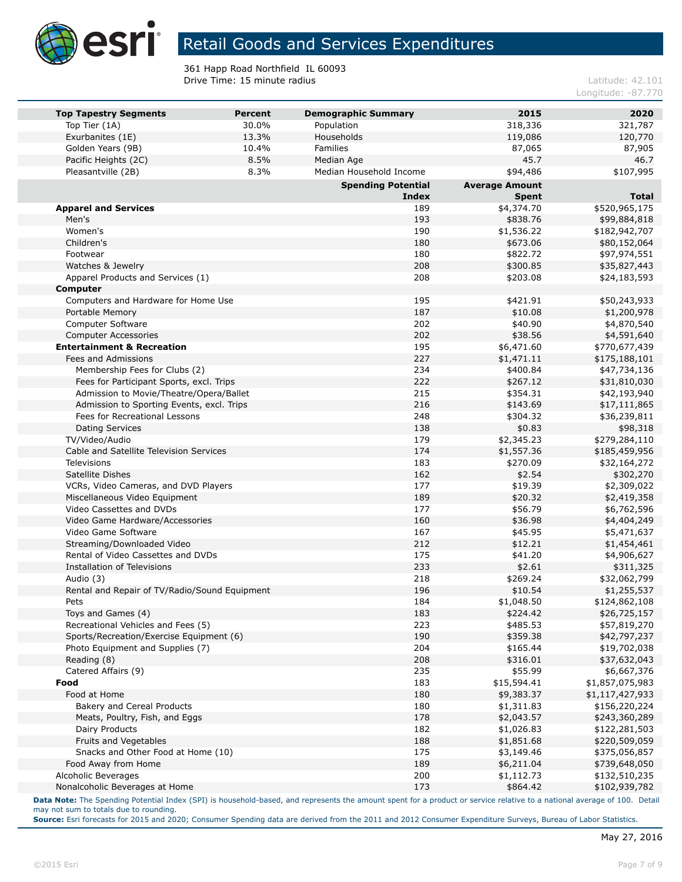# Retail Goods and Services Expenditures

361 Happ Road Northfield IL 60093
Drive Time: 15 minute radius

Latitude: 42.101
Longitude: -87.770

| Top Tapestry Segments | Percent | Demographic Summary | 2015 | 2020 |
|---|---|---|---|---|
| Top Tier (1A) | 30.0% | Population | 318,336 | 321,787 |
| Exurbanites (1E) | 13.3% | Households | 119,086 | 120,770 |
| Golden Years (9B) | 10.4% | Families | 87,065 | 87,905 |
| Pacific Heights (2C) | 8.5% | Median Age | 45.7 | 46.7 |
| Pleasantville (2B) | 8.3% | Median Household Income | $94,486 | $107,995 |

| | Spending Potential Index | Average Amount Spent | Total |
|---|---|---|---|
| **Apparel and Services** | 189 | $4,374.70 | $520,965,175 |
| Men's | 193 | $838.76 | $99,884,818 |
| Women's | 190 | $1,536.22 | $182,942,707 |
| Children's | 180 | $673.06 | $80,152,064 |
| Footwear | 180 | $822.72 | $97,974,551 |
| Watches & Jewelry | 208 | $300.85 | $35,827,443 |
| Apparel Products and Services (1) | 208 | $203.08 | $24,183,593 |
| **Computer** | | | |
| Computers and Hardware for Home Use | 195 | $421.91 | $50,243,933 |
| Portable Memory | 187 | $10.08 | $1,200,978 |
| Computer Software | 202 | $40.90 | $4,870,540 |
| Computer Accessories | 202 | $38.56 | $4,591,640 |
| **Entertainment & Recreation** | 195 | $6,471.60 | $770,677,439 |
| Fees and Admissions | 227 | $1,471.11 | $175,188,101 |
| Membership Fees for Clubs (2) | 234 | $400.84 | $47,734,136 |
| Fees for Participant Sports, excl. Trips | 222 | $267.12 | $31,810,030 |
| Admission to Movie/Theatre/Opera/Ballet | 215 | $354.31 | $42,193,940 |
| Admission to Sporting Events, excl. Trips | 216 | $143.69 | $17,111,865 |
| Fees for Recreational Lessons | 248 | $304.32 | $36,239,811 |
| Dating Services | 138 | $0.83 | $98,318 |
| TV/Video/Audio | 179 | $2,345.23 | $279,284,110 |
| Cable and Satellite Television Services | 174 | $1,557.36 | $185,459,956 |
| Televisions | 183 | $270.09 | $32,164,272 |
| Satellite Dishes | 162 | $2.54 | $302,270 |
| VCRs, Video Cameras, and DVD Players | 177 | $19.39 | $2,309,022 |
| Miscellaneous Video Equipment | 189 | $20.32 | $2,419,358 |
| Video Cassettes and DVDs | 177 | $56.79 | $6,762,596 |
| Video Game Hardware/Accessories | 160 | $36.98 | $4,404,249 |
| Video Game Software | 167 | $45.95 | $5,471,637 |
| Streaming/Downloaded Video | 212 | $12.21 | $1,454,461 |
| Rental of Video Cassettes and DVDs | 175 | $41.20 | $4,906,627 |
| Installation of Televisions | 233 | $2.61 | $311,325 |
| Audio (3) | 218 | $269.24 | $32,062,799 |
| Rental and Repair of TV/Radio/Sound Equipment | 196 | $10.54 | $1,255,537 |
| Pets | 184 | $1,048.50 | $124,862,108 |
| Toys and Games (4) | 183 | $224.42 | $26,725,157 |
| Recreational Vehicles and Fees (5) | 223 | $485.53 | $57,819,270 |
| Sports/Recreation/Exercise Equipment (6) | 190 | $359.38 | $42,797,237 |
| Photo Equipment and Supplies (7) | 204 | $165.44 | $19,702,038 |
| Reading (8) | 208 | $316.01 | $37,632,043 |
| Catered Affairs (9) | 235 | $55.99 | $6,667,376 |
| **Food** | 183 | $15,594.41 | $1,857,075,983 |
| Food at Home | 180 | $9,383.37 | $1,117,427,933 |
| Bakery and Cereal Products | 180 | $1,311.83 | $156,220,224 |
| Meats, Poultry, Fish, and Eggs | 178 | $2,043.57 | $243,360,289 |
| Dairy Products | 182 | $1,026.83 | $122,281,503 |
| Fruits and Vegetables | 188 | $1,851.68 | $220,509,059 |
| Snacks and Other Food at Home (10) | 175 | $3,149.46 | $375,056,857 |
| Food Away from Home | 189 | $6,211.04 | $739,648,050 |
| Alcoholic Beverages | 200 | $1,112.73 | $132,510,235 |
| Nonalcoholic Beverages at Home | 173 | $864.42 | $102,939,782 |

**Data Note:** The Spending Potential Index (SPI) is household-based, and represents the amount spent for a product or service relative to a national average of 100. Detail may not sum to totals due to rounding.
**Source:** Esri forecasts for 2015 and 2020; Consumer Spending data are derived from the 2011 and 2012 Consumer Expenditure Surveys, Bureau of Labor Statistics.

May 27, 2016

©2015 Esri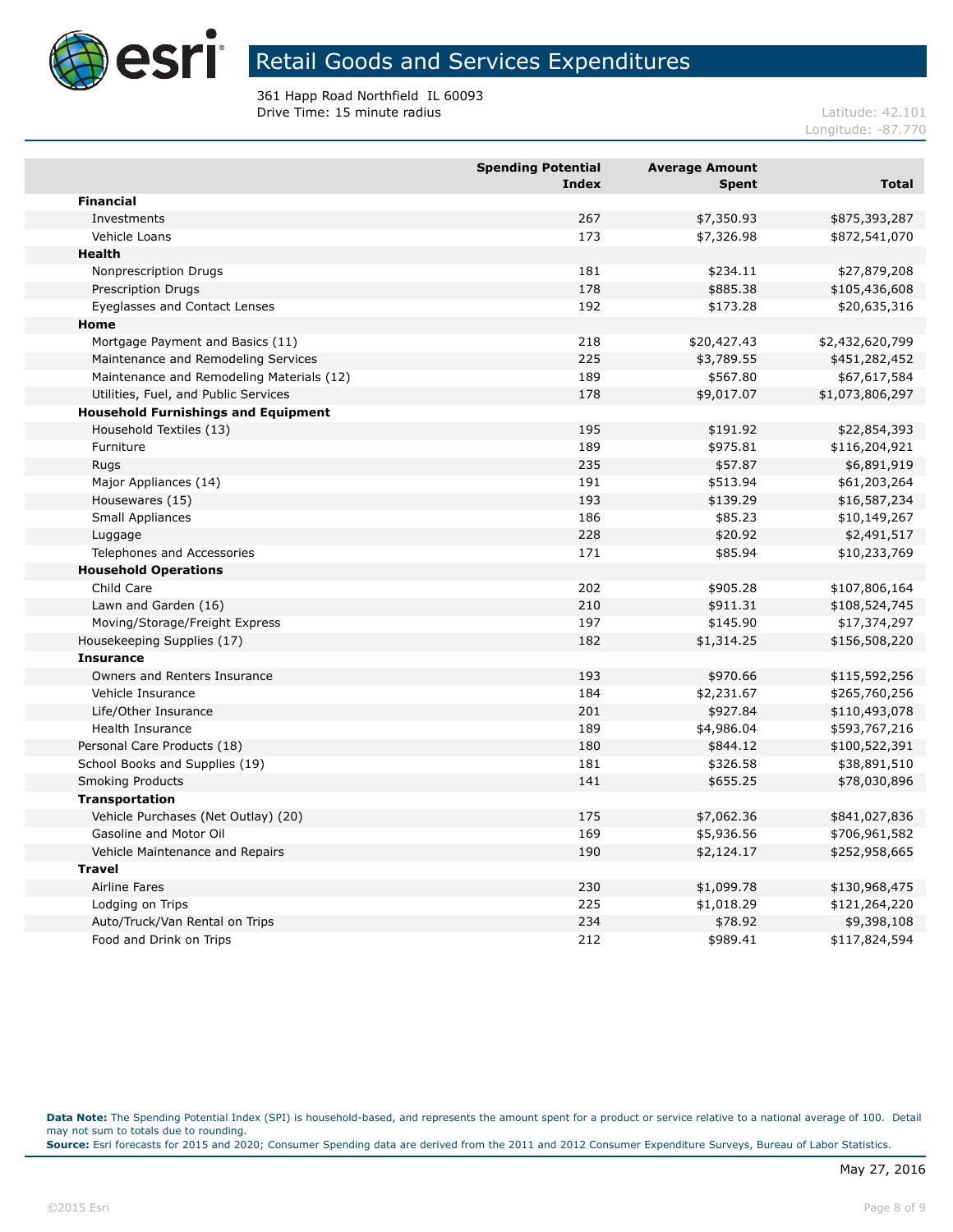# Retail Goods and Services Expenditures

361 Happ Road Northfield IL 60093
Drive Time: 15 minute radius

Latitude: 42.101
Longitude: -87.770

| | Spending Potential Index | Average Amount Spent | Total |
|---|---|---|---|
| **Financial** | | | |
| Investments | 267 | $7,350.93 | $875,393,287 |
| Vehicle Loans | 173 | $7,326.98 | $872,541,070 |
| **Health** | | | |
| Nonprescription Drugs | 181 | $234.11 | $27,879,208 |
| Prescription Drugs | 178 | $885.38 | $105,436,608 |
| Eyeglasses and Contact Lenses | 192 | $173.28 | $20,635,316 |
| **Home** | | | |
| Mortgage Payment and Basics (11) | 218 | $20,427.43 | $2,432,620,799 |
| Maintenance and Remodeling Services | 225 | $3,789.55 | $451,282,452 |
| Maintenance and Remodeling Materials (12) | 189 | $567.80 | $67,617,584 |
| Utilities, Fuel, and Public Services | 178 | $9,017.07 | $1,073,806,297 |
| **Household Furnishings and Equipment** | | | |
| Household Textiles (13) | 195 | $191.92 | $22,854,393 |
| Furniture | 189 | $975.81 | $116,204,921 |
| Rugs | 235 | $57.87 | $6,891,919 |
| Major Appliances (14) | 191 | $513.94 | $61,203,264 |
| Housewares (15) | 193 | $139.29 | $16,587,234 |
| Small Appliances | 186 | $85.23 | $10,149,267 |
| Luggage | 228 | $20.92 | $2,491,517 |
| Telephones and Accessories | 171 | $85.94 | $10,233,769 |
| **Household Operations** | | | |
| Child Care | 202 | $905.28 | $107,806,164 |
| Lawn and Garden (16) | 210 | $911.31 | $108,524,745 |
| Moving/Storage/Freight Express | 197 | $145.90 | $17,374,297 |
| Housekeeping Supplies (17) | 182 | $1,314.25 | $156,508,220 |
| **Insurance** | | | |
| Owners and Renters Insurance | 193 | $970.66 | $115,592,256 |
| Vehicle Insurance | 184 | $2,231.67 | $265,760,256 |
| Life/Other Insurance | 201 | $927.84 | $110,493,078 |
| Health Insurance | 189 | $4,986.04 | $593,767,216 |
| Personal Care Products (18) | 180 | $844.12 | $100,522,391 |
| School Books and Supplies (19) | 181 | $326.58 | $38,891,510 |
| Smoking Products | 141 | $655.25 | $78,030,896 |
| **Transportation** | | | |
| Vehicle Purchases (Net Outlay) (20) | 175 | $7,062.36 | $841,027,836 |
| Gasoline and Motor Oil | 169 | $5,936.56 | $706,961,582 |
| Vehicle Maintenance and Repairs | 190 | $2,124.17 | $252,958,665 |
| **Travel** | | | |
| Airline Fares | 230 | $1,099.78 | $130,968,475 |
| Lodging on Trips | 225 | $1,018.29 | $121,264,220 |
| Auto/Truck/Van Rental on Trips | 234 | $78.92 | $9,398,108 |
| Food and Drink on Trips | 212 | $989.41 | $117,824,594 |

**Data Note:** The Spending Potential Index (SPI) is household-based, and represents the amount spent for a product or service relative to a national average of 100. Detail may not sum to totals due to rounding.
**Source:** Esri forecasts for 2015 and 2020; Consumer Spending data are derived from the 2011 and 2012 Consumer Expenditure Surveys, Bureau of Labor Statistics.

May 27, 2016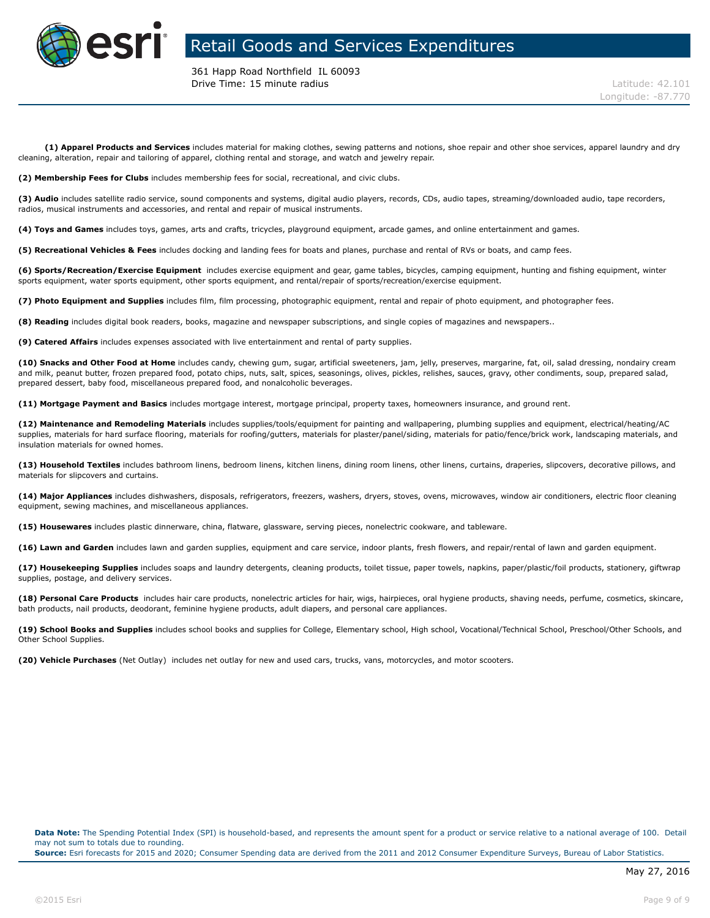# Retail Goods and Services Expenditures

361 Happ Road Northfield IL 60093
Drive Time: 15 minute radius

Latitude: 42.101
Longitude: -87.770

**(1) Apparel Products and Services** includes material for making clothes, sewing patterns and notions, shoe repair and other shoe services, apparel laundry and dry cleaning, alteration, repair and tailoring of apparel, clothing rental and storage, and watch and jewelry repair.

**(2) Membership Fees for Clubs** includes membership fees for social, recreational, and civic clubs.

**(3) Audio** includes satellite radio service, sound components and systems, digital audio players, records, CDs, audio tapes, streaming/downloaded audio, tape recorders, radios, musical instruments and accessories, and rental and repair of musical instruments.

**(4) Toys and Games** includes toys, games, arts and crafts, tricycles, playground equipment, arcade games, and online entertainment and games.

**(5) Recreational Vehicles & Fees** includes docking and landing fees for boats and planes, purchase and rental of RVs or boats, and camp fees.

**(6) Sports/Recreation/Exercise Equipment** includes exercise equipment and gear, game tables, bicycles, camping equipment, hunting and fishing equipment, winter sports equipment, water sports equipment, other sports equipment, and rental/repair of sports/recreation/exercise equipment.

**(7) Photo Equipment and Supplies** includes film, film processing, photographic equipment, rental and repair of photo equipment, and photographer fees.

**(8) Reading** includes digital book readers, books, magazine and newspaper subscriptions, and single copies of magazines and newspapers..

**(9) Catered Affairs** includes expenses associated with live entertainment and rental of party supplies.

**(10) Snacks and Other Food at Home** includes candy, chewing gum, sugar, artificial sweeteners, jam, jelly, preserves, margarine, fat, oil, salad dressing, nondairy cream and milk, peanut butter, frozen prepared food, potato chips, nuts, salt, spices, seasonings, olives, pickles, relishes, sauces, gravy, other condiments, soup, prepared salad, prepared dessert, baby food, miscellaneous prepared food, and nonalcoholic beverages.

**(11) Mortgage Payment and Basics** includes mortgage interest, mortgage principal, property taxes, homeowners insurance, and ground rent.

**(12) Maintenance and Remodeling Materials** includes supplies/tools/equipment for painting and wallpapering, plumbing supplies and equipment, electrical/heating/AC supplies, materials for hard surface flooring, materials for roofing/gutters, materials for plaster/panel/siding, materials for patio/fence/brick work, landscaping materials, and insulation materials for owned homes.

**(13) Household Textiles** includes bathroom linens, bedroom linens, kitchen linens, dining room linens, other linens, curtains, draperies, slipcovers, decorative pillows, and materials for slipcovers and curtains.

**(14) Major Appliances** includes dishwashers, disposals, refrigerators, freezers, washers, dryers, stoves, ovens, microwaves, window air conditioners, electric floor cleaning equipment, sewing machines, and miscellaneous appliances.

**(15) Housewares** includes plastic dinnerware, china, flatware, glassware, serving pieces, nonelectric cookware, and tableware.

**(16) Lawn and Garden** includes lawn and garden supplies, equipment and care service, indoor plants, fresh flowers, and repair/rental of lawn and garden equipment.

**(17) Housekeeping Supplies** includes soaps and laundry detergents, cleaning products, toilet tissue, paper towels, napkins, paper/plastic/foil products, stationery, giftwrap supplies, postage, and delivery services.

**(18) Personal Care Products** includes hair care products, nonelectric articles for hair, wigs, hairpieces, oral hygiene products, shaving needs, perfume, cosmetics, skincare, bath products, nail products, deodorant, feminine hygiene products, adult diapers, and personal care appliances.

**(19) School Books and Supplies** includes school books and supplies for College, Elementary school, High school, Vocational/Technical School, Preschool/Other Schools, and Other School Supplies.

**(20) Vehicle Purchases** (Net Outlay) includes net outlay for new and used cars, trucks, vans, motorcycles, and motor scooters.

**Data Note:** The Spending Potential Index (SPI) is household-based, and represents the amount spent for a product or service relative to a national average of 100. Detail may not sum to totals due to rounding.
**Source:** Esri forecasts for 2015 and 2020; Consumer Spending data are derived from the 2011 and 2012 Consumer Expenditure Surveys, Bureau of Labor Statistics.

May 27, 2016